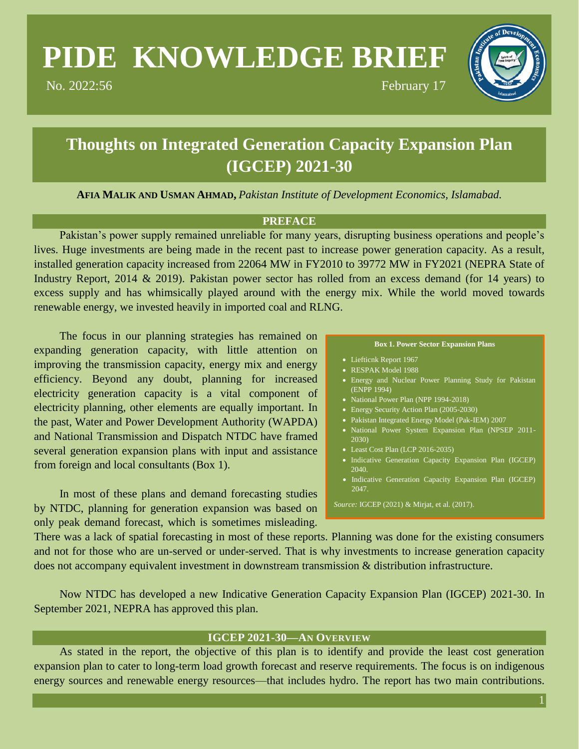# PIDE KNOWLEDGE BRIEF

No. 2022:56 February 17

# Thoughts on Integrated Generation Capacity Expansion Plan (IGCEP) 2021-30

**AFIA MALIK AND USMAN AHMAD,** *Pakistan Institute of Development Economics, Islamabad.*

## PREFACE

Pakistan's power supply remained unreliable for many years, disrupting business operations and people's lives. Huge investments are being made in the recent past to increase power generation capacity. As a result, installed generation capacity increased from 22064 MW in FY2010 to 39772 MW in FY2021 (NEPRA State of Industry Report, 2014 & 2019). Pakistan power sector has rolled from an excess demand (for 14 years) to excess supply and has whimsically played around with the energy mix. While the world moved towards renewable energy, we invested heavily in imported coal and RLNG.

The focus in our planning strategies has remained on expanding generation capacity, with little attention on improving the transmission capacity, energy mix and energy efficiency. Beyond any doubt, planning for increased electricity generation capacity is a vital component of electricity planning, other elements are equally important. In the past, Water and Power Development Authority (WAPDA) and National Transmission and Dispatch NTDC have framed several generation expansion plans with input and assistance from foreign and local consultants (Box 1).

**Box 1. Power Sector Expansion Plans**

- Lieftienk Report 1967
- RESPAK Model 1988
- Energy and Nuclear Power Planning Study for Pakistan (ENPP 1994)
- National Power Plan (NPP 1994-2018)
- Energy Security Action Plan (2005-2030)
- Pakistan Integrated Energy Model (Pak-IEM) 2007
- National Power System Expansion Plan (NPSEP 2011-2030)
- Least Cost Plan (LCP 2016-2035)
- Indicative Generation Capacity Expansion Plan (IGCEP) 2040.
- Indicative Generation Capacity Expansion Plan (IGCEP) 2047.

*Source:* IGCEP (2021) & Mirjat, et al. (2017).

In most of these plans and demand forecasting studies by NTDC, planning for generation expansion was based on only peak demand forecast, which is sometimes misleading. There was a lack of spatial forecasting in most of these reports. Planning was done for the existing consumers and not for those who are un-served or under-served. That is why investments to increase generation capacity does not accompany equivalent investment in downstream transmission & distribution infrastructure.

Now NTDC has developed a new Indicative Generation Capacity Expansion Plan (IGCEP) 2021-30. In September 2021, NEPRA has approved this plan.

## IGCEP 2021-30—AN OVERVIEW

As stated in the report, the objective of this plan is to identify and provide the least cost generation expansion plan to cater to long-term load growth forecast and reserve requirements. The focus is on indigenous energy sources and renewable energy resources—that includes hydro. The report has two main contributions.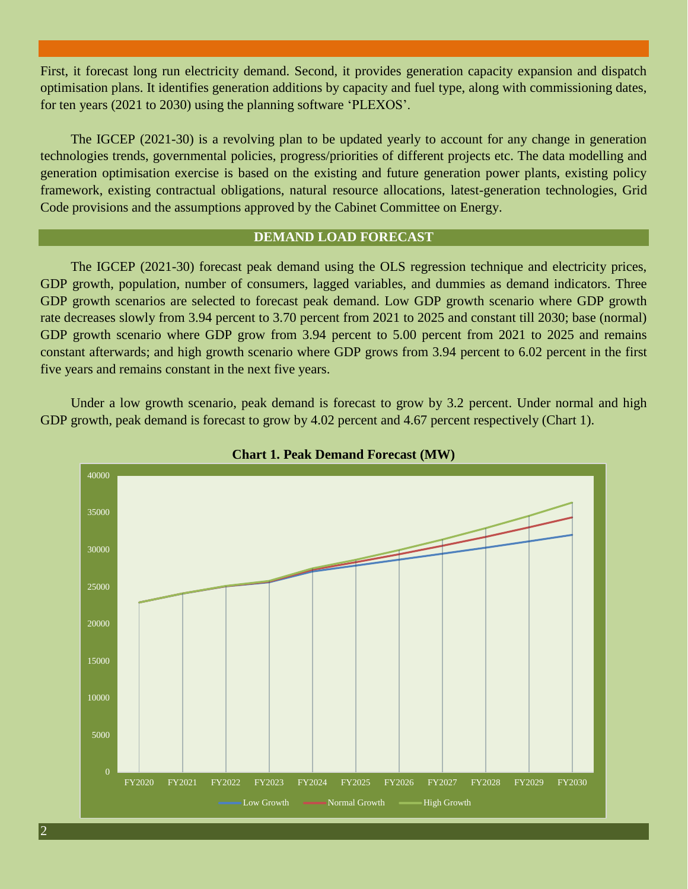First, it forecast long run electricity demand. Second, it provides generation capacity expansion and dispatch optimisation plans. It identifies generation additions by capacity and fuel type, along with commissioning dates, for ten years (2021 to 2030) using the planning software 'PLEXOS'.

The IGCEP (2021-30) is a revolving plan to be updated yearly to account for any change in generation technologies trends, governmental policies, progress/priorities of different projects etc. The data modelling and generation optimisation exercise is based on the existing and future generation power plants, existing policy framework, existing contractual obligations, natural resource allocations, latest-generation technologies, Grid Code provisions and the assumptions approved by the Cabinet Committee on Energy.

## DEMAND LOAD FORECAST

The IGCEP (2021-30) forecast peak demand using the OLS regression technique and electricity prices, GDP growth, population, number of consumers, lagged variables, and dummies as demand indicators. Three GDP growth scenarios are selected to forecast peak demand. Low GDP growth scenario where GDP growth rate decreases slowly from 3.94 percent to 3.70 percent from 2021 to 2025 and constant till 2030; base (normal) GDP growth scenario where GDP grow from 3.94 percent to 5.00 percent from 2021 to 2025 and remains constant afterwards; and high growth scenario where GDP grows from 3.94 percent to 6.02 percent in the first five years and remains constant in the next five years.

Under a low growth scenario, peak demand is forecast to grow by 3.2 percent. Under normal and high GDP growth, peak demand is forecast to grow by 4.02 percent and 4.67 percent respectively (Chart 1).

**Chart 1. Peak Demand Forecast (MW)**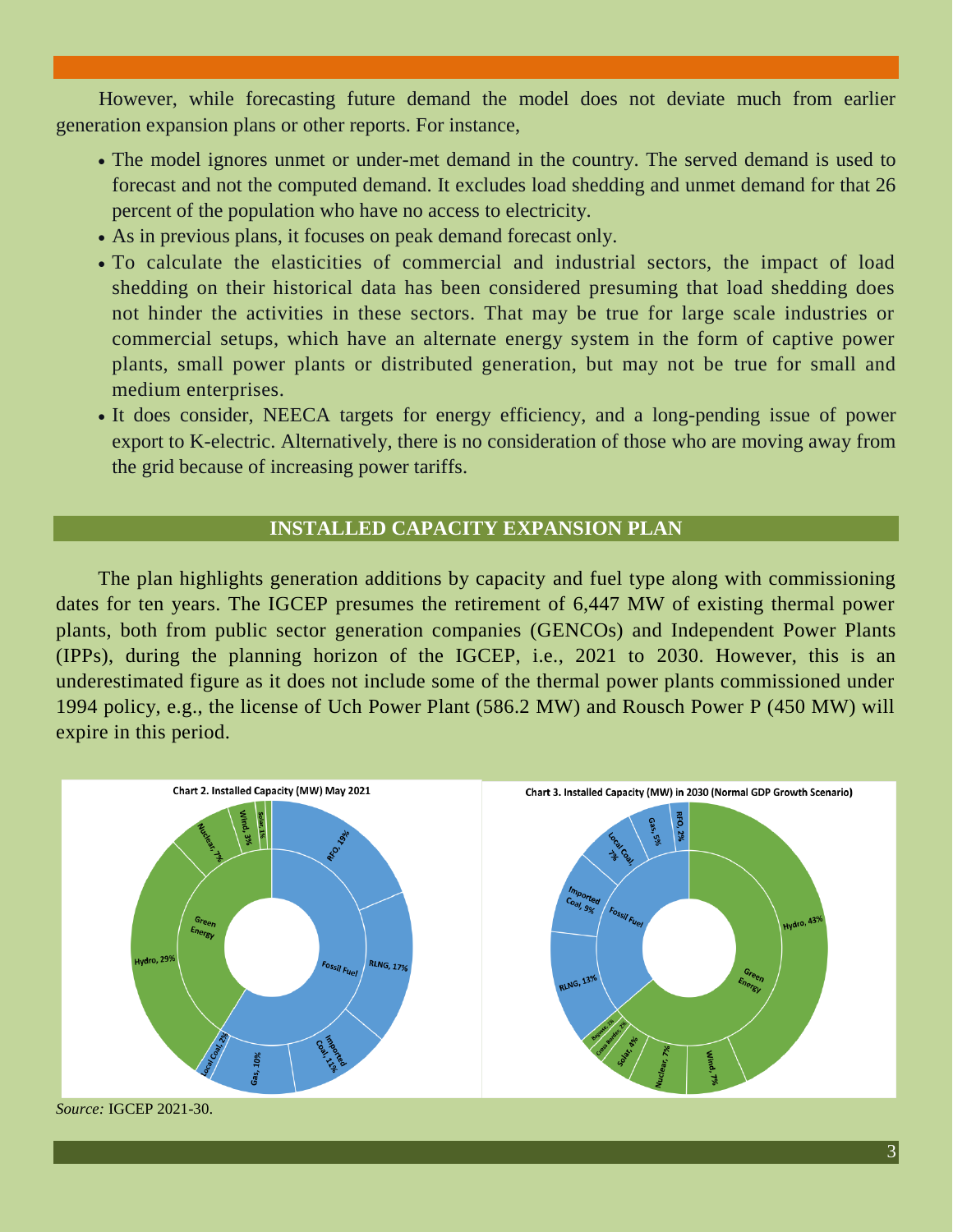However, while forecasting future demand the model does not deviate much from earlier generation expansion plans or other reports. For instance,

- The model ignores unmet or under-met demand in the country. The served demand is used to forecast and not the computed demand. It excludes load shedding and unmet demand for that 26 percent of the population who have no access to electricity.
- As in previous plans, it focuses on peak demand forecast only.
- To calculate the elasticities of commercial and industrial sectors, the impact of load shedding on their historical data has been considered presuming that load shedding does not hinder the activities in these sectors. That may be true for large scale industries or commercial setups, which have an alternate energy system in the form of captive power plants, small power plants or distributed generation, but may not be true for small and medium enterprises.
- It does consider, NEECA targets for energy efficiency, and a long-pending issue of power export to K-electric. Alternatively, there is no consideration of those who are moving away from the grid because of increasing power tariffs.

## INSTALLED CAPACITY EXPANSION PLAN

The plan highlights generation additions by capacity and fuel type along with commissioning dates for ten years. The IGCEP presumes the retirement of 6,447 MW of existing thermal power plants, both from public sector generation companies (GENCOs) and Independent Power Plants (IPPs), during the planning horizon of the IGCEP, i.e., 2021 to 2030. However, this is an underestimated figure as it does not include some of the thermal power plants commissioned under 1994 policy, e.g., the license of Uch Power Plant (586.2 MW) and Rousch Power P (450 MW) will expire in this period.

**Chart 2. Installed Capacity (MW) May 2021**

**Chart 3. Installed Capacity (MW) in 2030 (Normal GDP Growth Scenario)**

*Source:* IGCEP 2021-30.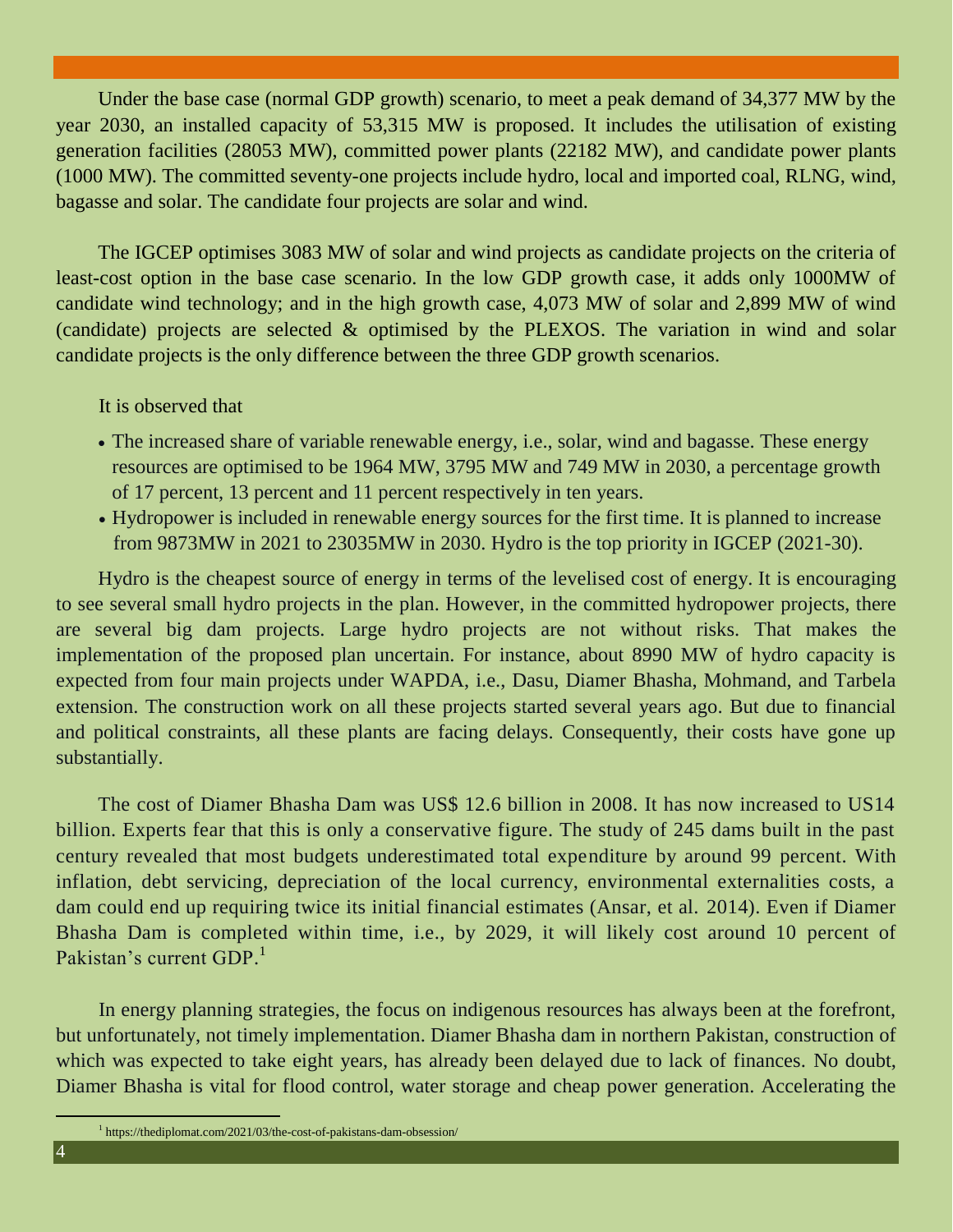Under the base case (normal GDP growth) scenario, to meet a peak demand of 34,377 MW by the year 2030, an installed capacity of 53,315 MW is proposed. It includes the utilisation of existing generation facilities (28053 MW), committed power plants (22182 MW), and candidate power plants (1000 MW). The committed seventy-one projects include hydro, local and imported coal, RLNG, wind, bagasse and solar. The candidate four projects are solar and wind.

The IGCEP optimises 3083 MW of solar and wind projects as candidate projects on the criteria of least-cost option in the base case scenario. In the low GDP growth case, it adds only 1000MW of candidate wind technology; and in the high growth case, 4,073 MW of solar and 2,899 MW of wind (candidate) projects are selected & optimised by the PLEXOS. The variation in wind and solar candidate projects is the only difference between the three GDP growth scenarios.

It is observed that

- The increased share of variable renewable energy, i.e., solar, wind and bagasse. These energy resources are optimised to be 1964 MW, 3795 MW and 749 MW in 2030, a percentage growth of 17 percent, 13 percent and 11 percent respectively in ten years.
- Hydropower is included in renewable energy sources for the first time. It is planned to increase from 9873MW in 2021 to 23035MW in 2030. Hydro is the top priority in IGCEP (2021-30).

Hydro is the cheapest source of energy in terms of the levelised cost of energy. It is encouraging to see several small hydro projects in the plan. However, in the committed hydropower projects, there are several big dam projects. Large hydro projects are not without risks. That makes the implementation of the proposed plan uncertain. For instance, about 8990 MW of hydro capacity is expected from four main projects under WAPDA, i.e., Dasu, Diamer Bhasha, Mohmand, and Tarbela extension. The construction work on all these projects started several years ago. But due to financial and political constraints, all these plants are facing delays. Consequently, their costs have gone up substantially.

The cost of Diamer Bhasha Dam was US$ 12.6 billion in 2008. It has now increased to US14 billion. Experts fear that this is only a conservative figure. The study of 245 dams built in the past century revealed that most budgets underestimated total expenditure by around 99 percent. With inflation, debt servicing, depreciation of the local currency, environmental externalities costs, a dam could end up requiring twice its initial financial estimates (Ansar, et al. 2014). Even if Diamer Bhasha Dam is completed within time, i.e., by 2029, it will likely cost around 10 percent of Pakistan's current GDP.[1]

In energy planning strategies, the focus on indigenous resources has always been at the forefront, but unfortunately, not timely implementation. Diamer Bhasha dam in northern Pakistan, construction of which was expected to take eight years, has already been delayed due to lack of finances. No doubt, Diamer Bhasha is vital for flood control, water storage and cheap power generation. Accelerating the

[1] https://thediplomat.com/2021/03/the-cost-of-pakistans-dam-obsession/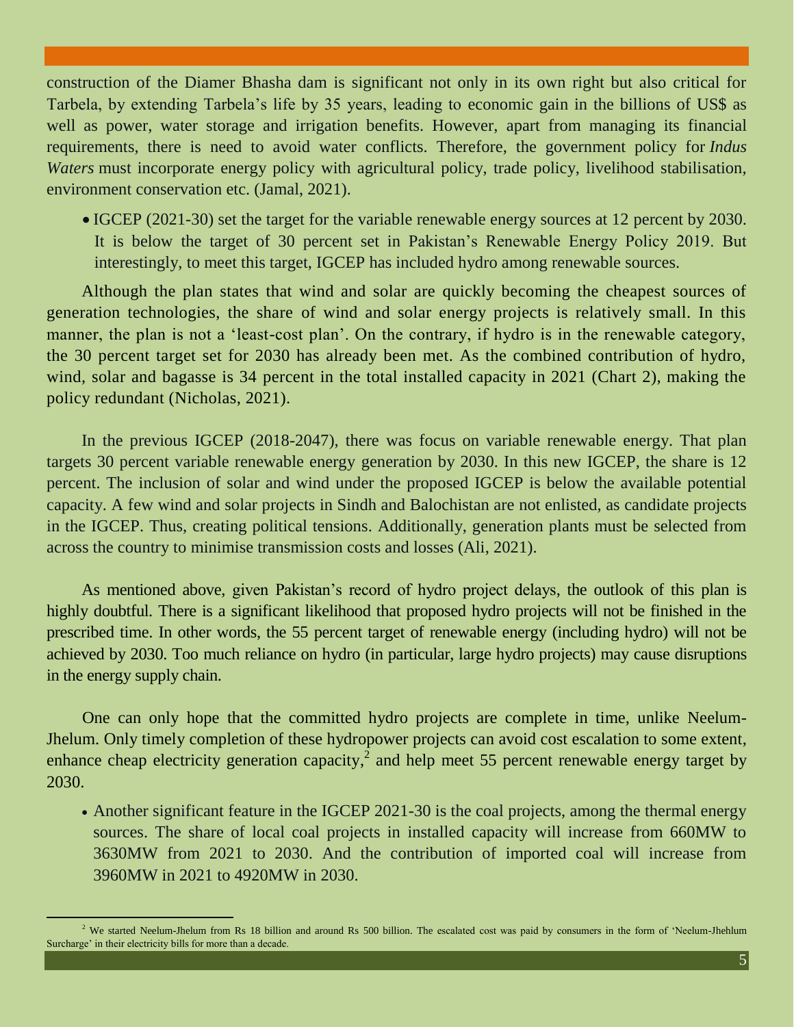construction of the Diamer Bhasha dam is significant not only in its own right but also critical for Tarbela, by extending Tarbela's life by 35 years, leading to economic gain in the billions of US$ as well as power, water storage and irrigation benefits. However, apart from managing its financial requirements, there is need to avoid water conflicts. Therefore, the government policy for *Indus Waters* must incorporate energy policy with agricultural policy, trade policy, livelihood stabilisation, environment conservation etc. (Jamal, 2021).

- IGCEP (2021-30) set the target for the variable renewable energy sources at 12 percent by 2030. It is below the target of 30 percent set in Pakistan's Renewable Energy Policy 2019. But interestingly, to meet this target, IGCEP has included hydro among renewable sources.

Although the plan states that wind and solar are quickly becoming the cheapest sources of generation technologies, the share of wind and solar energy projects is relatively small. In this manner, the plan is not a 'least-cost plan'. On the contrary, if hydro is in the renewable category, the 30 percent target set for 2030 has already been met. As the combined contribution of hydro, wind, solar and bagasse is 34 percent in the total installed capacity in 2021 (Chart 2), making the policy redundant (Nicholas, 2021).

In the previous IGCEP (2018-2047), there was focus on variable renewable energy. That plan targets 30 percent variable renewable energy generation by 2030. In this new IGCEP, the share is 12 percent. The inclusion of solar and wind under the proposed IGCEP is below the available potential capacity. A few wind and solar projects in Sindh and Balochistan are not enlisted, as candidate projects in the IGCEP. Thus, creating political tensions. Additionally, generation plants must be selected from across the country to minimise transmission costs and losses (Ali, 2021).

As mentioned above, given Pakistan's record of hydro project delays, the outlook of this plan is highly doubtful. There is a significant likelihood that proposed hydro projects will not be finished in the prescribed time. In other words, the 55 percent target of renewable energy (including hydro) will not be achieved by 2030. Too much reliance on hydro (in particular, large hydro projects) may cause disruptions in the energy supply chain.

One can only hope that the committed hydro projects are complete in time, unlike Neelum-Jhelum. Only timely completion of these hydropower projects can avoid cost escalation to some extent, enhance cheap electricity generation capacity,[2] and help meet 55 percent renewable energy target by 2030.

- Another significant feature in the IGCEP 2021-30 is the coal projects, among the thermal energy sources. The share of local coal projects in installed capacity will increase from 660MW to 3630MW from 2021 to 2030. And the contribution of imported coal will increase from 3960MW in 2021 to 4920MW in 2030.

[2] We started Neelum-Jhelum from Rs 18 billion and around Rs 500 billion. The escalated cost was paid by consumers in the form of 'Neelum-Jhehlum Surcharge' in their electricity bills for more than a decade.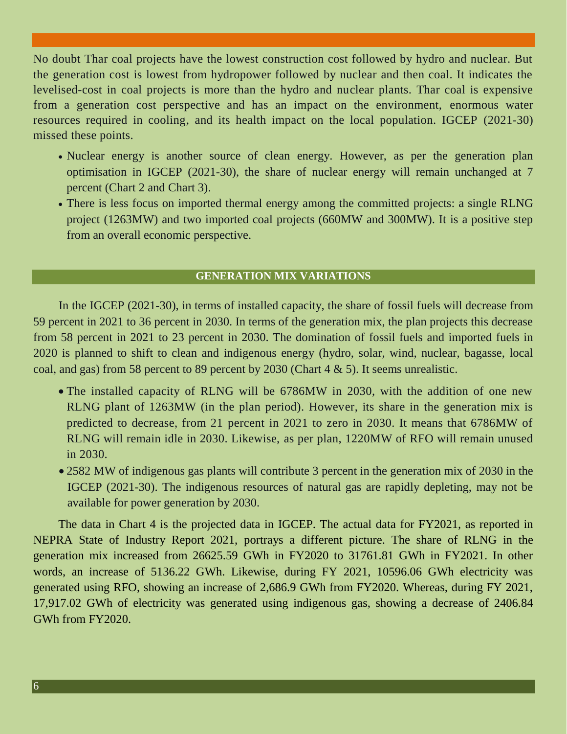No doubt Thar coal projects have the lowest construction cost followed by hydro and nuclear. But the generation cost is lowest from hydropower followed by nuclear and then coal. It indicates the levelised-cost in coal projects is more than the hydro and nuclear plants. Thar coal is expensive from a generation cost perspective and has an impact on the environment, enormous water resources required in cooling, and its health impact on the local population. IGCEP (2021-30) missed these points.

- Nuclear energy is another source of clean energy. However, as per the generation plan optimisation in IGCEP (2021-30), the share of nuclear energy will remain unchanged at 7 percent (Chart 2 and Chart 3).
- There is less focus on imported thermal energy among the committed projects: a single RLNG project (1263MW) and two imported coal projects (660MW and 300MW). It is a positive step from an overall economic perspective.

## GENERATION MIX VARIATIONS

In the IGCEP (2021-30), in terms of installed capacity, the share of fossil fuels will decrease from 59 percent in 2021 to 36 percent in 2030. In terms of the generation mix, the plan projects this decrease from 58 percent in 2021 to 23 percent in 2030. The domination of fossil fuels and imported fuels in 2020 is planned to shift to clean and indigenous energy (hydro, solar, wind, nuclear, bagasse, local coal, and gas) from 58 percent to 89 percent by 2030 (Chart 4 & 5). It seems unrealistic.

- The installed capacity of RLNG will be 6786MW in 2030, with the addition of one new RLNG plant of 1263MW (in the plan period). However, its share in the generation mix is predicted to decrease, from 21 percent in 2021 to zero in 2030. It means that 6786MW of RLNG will remain idle in 2030. Likewise, as per plan, 1220MW of RFO will remain unused in 2030.
- 2582 MW of indigenous gas plants will contribute 3 percent in the generation mix of 2030 in the IGCEP (2021-30). The indigenous resources of natural gas are rapidly depleting, may not be available for power generation by 2030.

The data in Chart 4 is the projected data in IGCEP. The actual data for FY2021, as reported in NEPRA State of Industry Report 2021, portrays a different picture. The share of RLNG in the generation mix increased from 26625.59 GWh in FY2020 to 31761.81 GWh in FY2021. In other words, an increase of 5136.22 GWh. Likewise, during FY 2021, 10596.06 GWh electricity was generated using RFO, showing an increase of 2,686.9 GWh from FY2020. Whereas, during FY 2021, 17,917.02 GWh of electricity was generated using indigenous gas, showing a decrease of 2406.84 GWh from FY2020.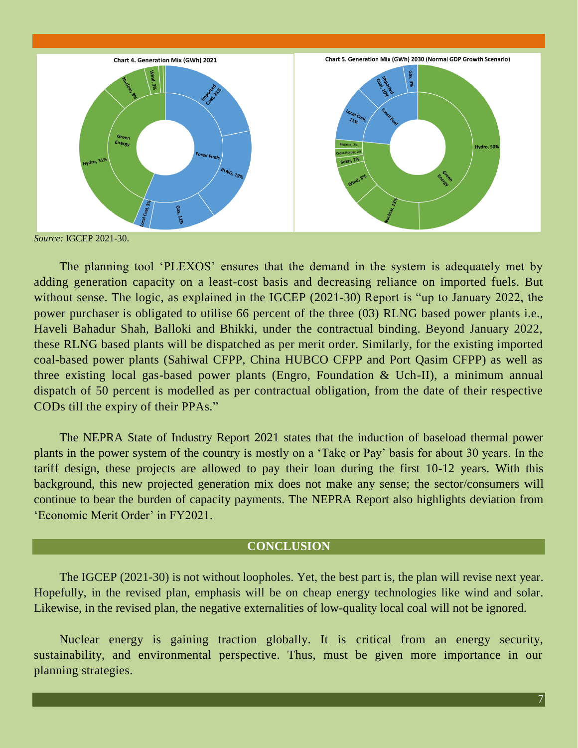**Chart 4. Generation Mix (GWh) 2021**

**Chart 5. Generation Mix (GWh) 2030 (Normal GDP Growth Scenario)**

*Source:* IGCEP 2021-30.

The planning tool 'PLEXOS' ensures that the demand in the system is adequately met by adding generation capacity on a least-cost basis and decreasing reliance on imported fuels. But without sense. The logic, as explained in the IGCEP (2021-30) Report is "up to January 2022, the power purchaser is obligated to utilise 66 percent of the three (03) RLNG based power plants i.e., Haveli Bahadur Shah, Balloki and Bhikki, under the contractual binding. Beyond January 2022, these RLNG based plants will be dispatched as per merit order. Similarly, for the existing imported coal-based power plants (Sahiwal CFPP, China HUBCO CFPP and Port Qasim CFPP) as well as three existing local gas-based power plants (Engro, Foundation & Uch-II), a minimum annual dispatch of 50 percent is modelled as per contractual obligation, from the date of their respective CODs till the expiry of their PPAs."

The NEPRA State of Industry Report 2021 states that the induction of baseload thermal power plants in the power system of the country is mostly on a 'Take or Pay' basis for about 30 years. In the tariff design, these projects are allowed to pay their loan during the first 10-12 years. With this background, this new projected generation mix does not make any sense; the sector/consumers will continue to bear the burden of capacity payments. The NEPRA Report also highlights deviation from 'Economic Merit Order' in FY2021.

## CONCLUSION

The IGCEP (2021-30) is not without loopholes. Yet, the best part is, the plan will revise next year. Hopefully, in the revised plan, emphasis will be on cheap energy technologies like wind and solar. Likewise, in the revised plan, the negative externalities of low-quality local coal will not be ignored.

Nuclear energy is gaining traction globally. It is critical from an energy security, sustainability, and environmental perspective. Thus, must be given more importance in our planning strategies.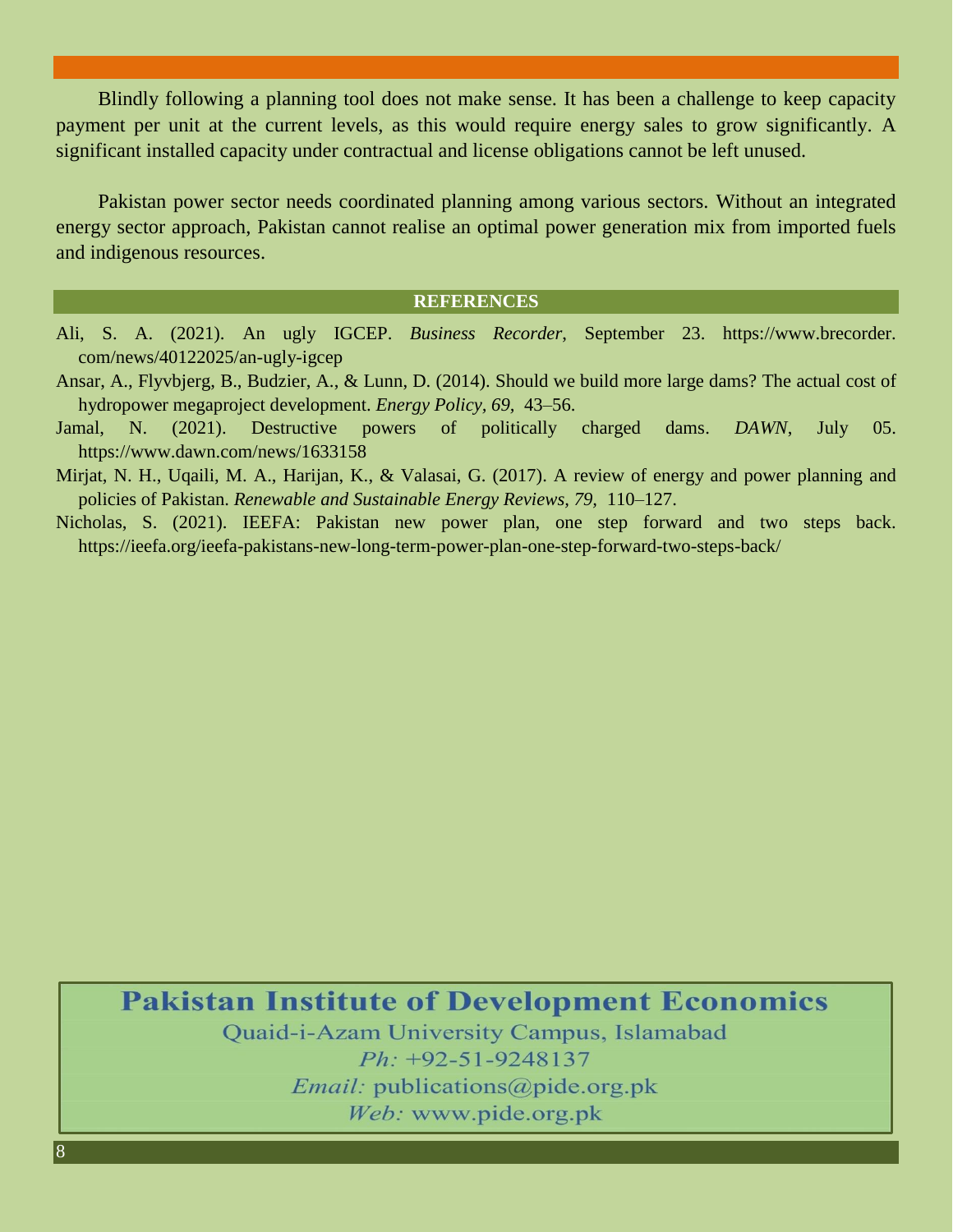Blindly following a planning tool does not make sense. It has been a challenge to keep capacity payment per unit at the current levels, as this would require energy sales to grow significantly. A significant installed capacity under contractual and license obligations cannot be left unused.

Pakistan power sector needs coordinated planning among various sectors. Without an integrated energy sector approach, Pakistan cannot realise an optimal power generation mix from imported fuels and indigenous resources.

## REFERENCES

Ali, S. A. (2021). An ugly IGCEP. *Business Recorder*, September 23. https://www.brecorder.com/news/40122025/an-ugly-igcep

Ansar, A., Flyvbjerg, B., Budzier, A., & Lunn, D. (2014). Should we build more large dams? The actual cost of hydropower megaproject development. *Energy Policy, 69,* 43–56.

Jamal, N. (2021). Destructive powers of politically charged dams. *DAWN*, July 05. https://www.dawn.com/news/1633158

Mirjat, N. H., Uqaili, M. A., Harijan, K., & Valasai, G. (2017). A review of energy and power planning and policies of Pakistan. *Renewable and Sustainable Energy Reviews, 79,* 110–127.

Nicholas, S. (2021). IEEFA: Pakistan new power plan, one step forward and two steps back. https://ieefa.org/ieefa-pakistans-new-long-term-power-plan-one-step-forward-two-steps-back/

**Pakistan Institute of Development Economics**

Quaid-i-Azam University Campus, Islamabad

*Ph:* +92-51-9248137

*Email:* publications@pide.org.pk

*Web:* www.pide.org.pk